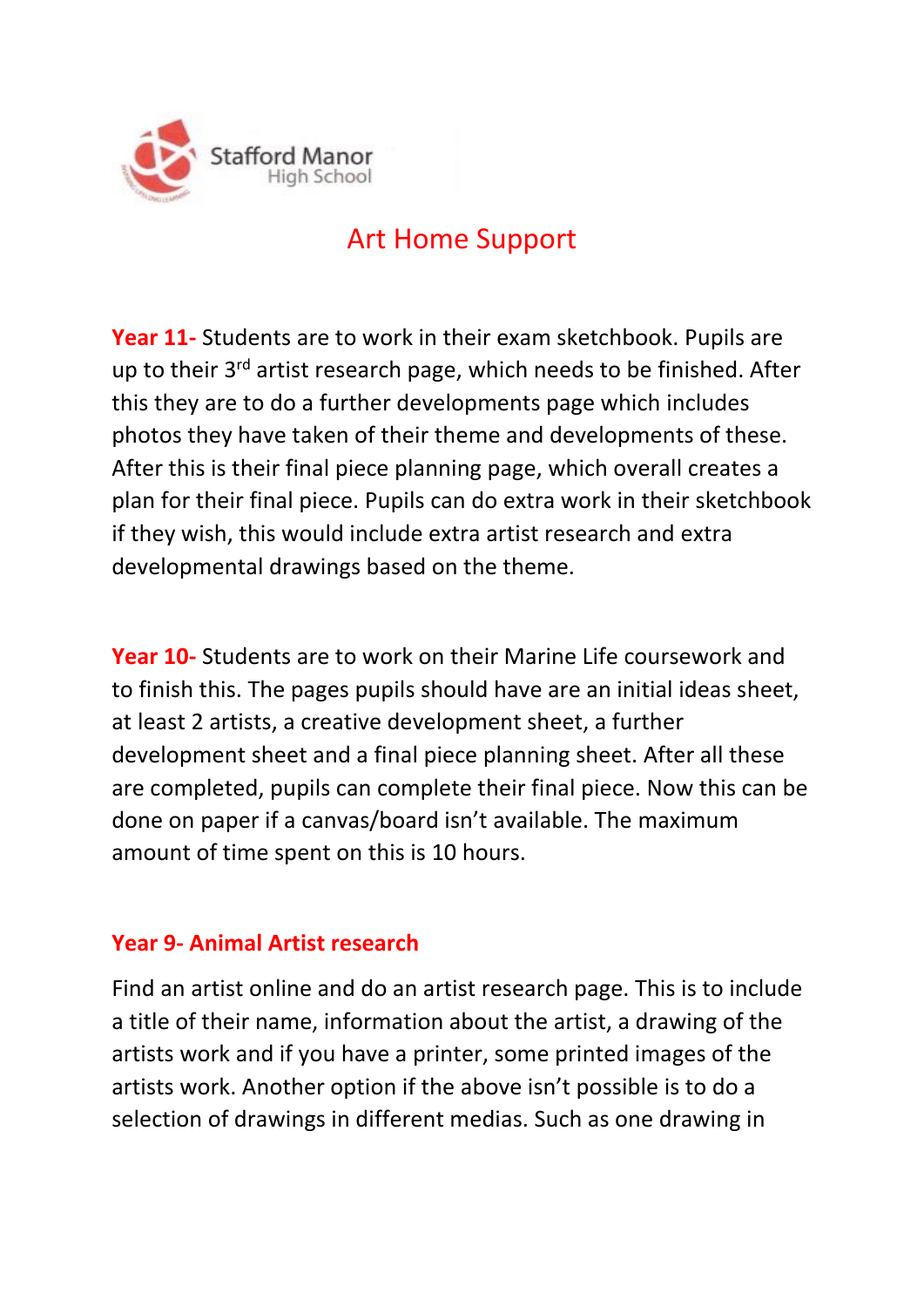Stafford Manor High School

# Art Home Support

**Year 11-** Students are to work in their exam sketchbook. Pupils are up to their 3rd artist research page, which needs to be finished. After this they are to do a further developments page which includes photos they have taken of their theme and developments of these. After this is their final piece planning page, which overall creates a plan for their final piece. Pupils can do extra work in their sketchbook if they wish, this would include extra artist research and extra developmental drawings based on the theme.

**Year 10-** Students are to work on their Marine Life coursework and to finish this. The pages pupils should have are an initial ideas sheet, at least 2 artists, a creative development sheet, a further development sheet and a final piece planning sheet. After all these are completed, pupils can complete their final piece. Now this can be done on paper if a canvas/board isn't available. The maximum amount of time spent on this is 10 hours.

**Year 9- Animal Artist research**

Find an artist online and do an artist research page. This is to include a title of their name, information about the artist, a drawing of the artists work and if you have a printer, some printed images of the artists work. Another option if the above isn't possible is to do a selection of drawings in different medias. Such as one drawing in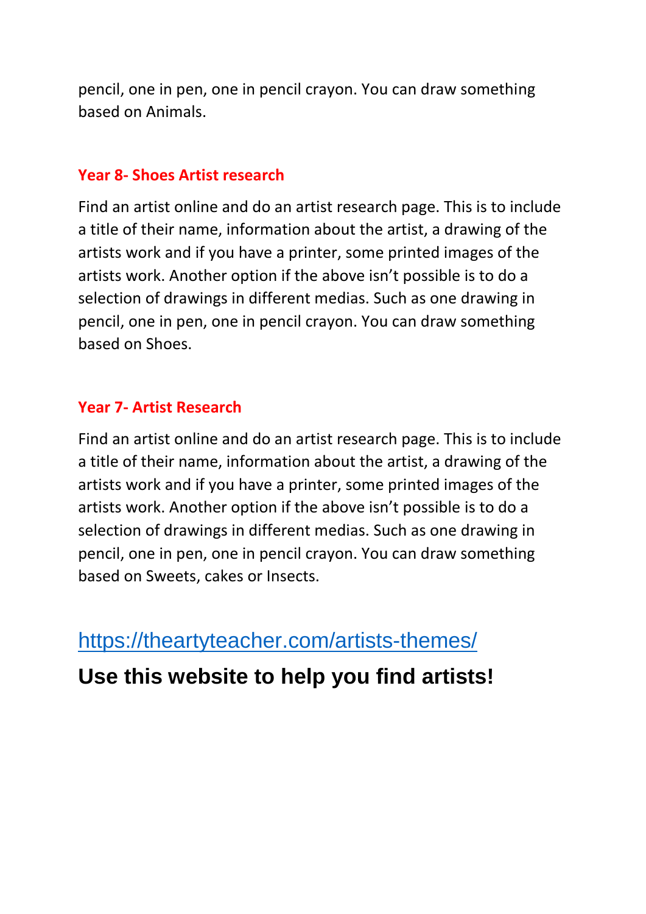pencil, one in pen, one in pencil crayon. You can draw something based on Animals.

### Year 8- Shoes Artist research

Find an artist online and do an artist research page. This is to include a title of their name, information about the artist, a drawing of the artists work and if you have a printer, some printed images of the artists work. Another option if the above isn't possible is to do a selection of drawings in different medias. Such as one drawing in pencil, one in pen, one in pencil crayon. You can draw something based on Shoes.

### Year 7- Artist Research

Find an artist online and do an artist research page. This is to include a title of their name, information about the artist, a drawing of the artists work and if you have a printer, some printed images of the artists work. Another option if the above isn't possible is to do a selection of drawings in different medias. Such as one drawing in pencil, one in pen, one in pencil crayon. You can draw something based on Sweets, cakes or Insects.

https://theartyteacher.com/artists-themes/

**Use this website to help you find artists!**